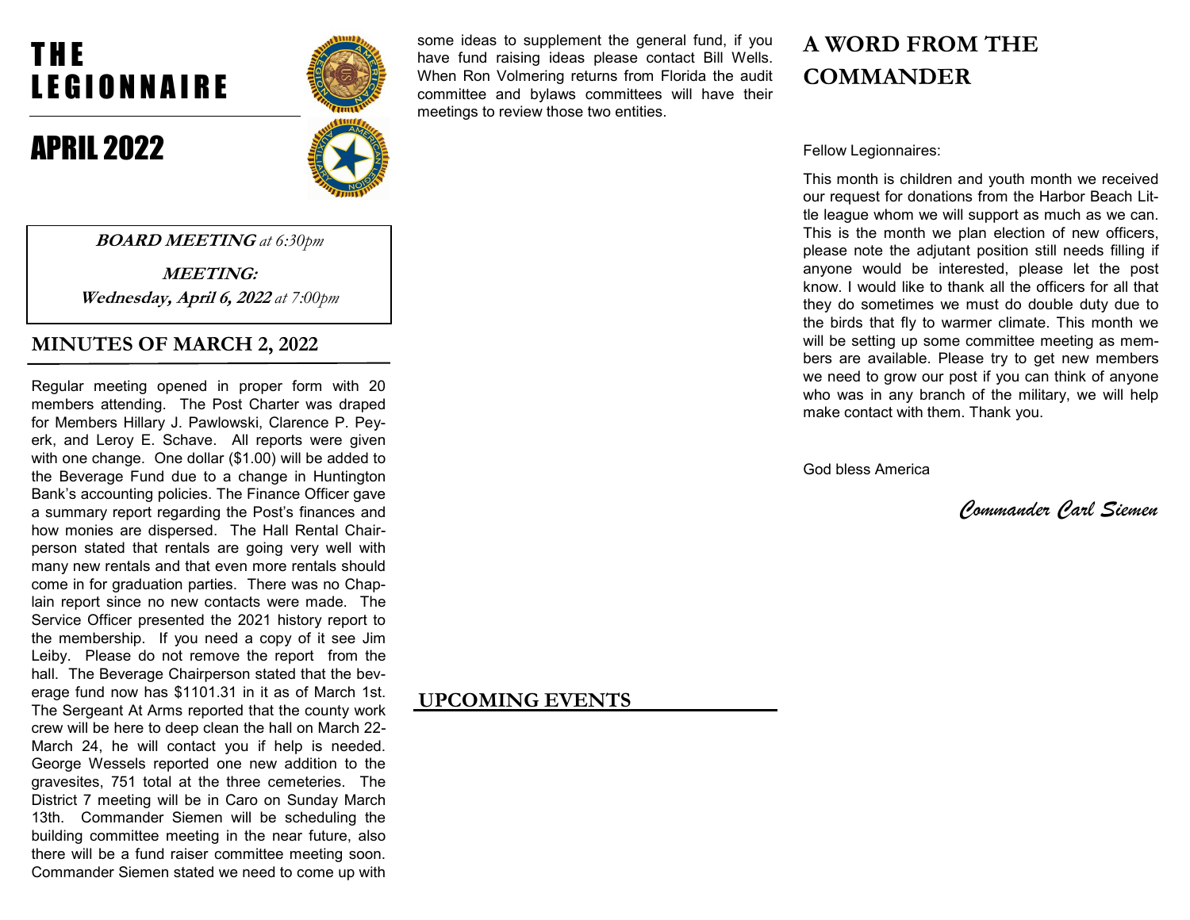# THE LEGIONNAIRE

# APRIL 2022

**BOARD MEETING** *at 6:30pm*

**MEETING:**
**Wednesday, April 6, 2022** *at 7:00pm*

## MINUTES OF MARCH 2, 2022

Regular meeting opened in proper form with 20 members attending. The Post Charter was draped for Members Hillary J. Pawlowski, Clarence P. Peyerk, and Leroy E. Schave. All reports were given with one change. One dollar ($1.00) will be added to the Beverage Fund due to a change in Huntington Bank's accounting policies. The Finance Officer gave a summary report regarding the Post's finances and how monies are dispersed. The Hall Rental Chairperson stated that rentals are going very well with many new rentals and that even more rentals should come in for graduation parties. There was no Chaplain report since no new contacts were made. The Service Officer presented the 2021 history report to the membership. If you need a copy of it see Jim Leiby. Please do not remove the report from the hall. The Beverage Chairperson stated that the beverage fund now has $1101.31 in it as of March 1st. The Sergeant At Arms reported that the county work crew will be here to deep clean the hall on March 22-March 24, he will contact you if help is needed. George Wessels reported one new addition to the gravesites, 751 total at the three cemeteries. The District 7 meeting will be in Caro on Sunday March 13th. Commander Siemen will be scheduling the building committee meeting in the near future, also there will be a fund raiser committee meeting soon. Commander Siemen stated we need to come up with some ideas to supplement the general fund, if you have fund raising ideas please contact Bill Wells. When Ron Volmering returns from Florida the audit committee and bylaws committees will have their meetings to review those two entities.

## UPCOMING EVENTS

## A WORD FROM THE COMMANDER

Fellow Legionnaires:

This month is children and youth month we received our request for donations from the Harbor Beach Little league whom we will support as much as we can. This is the month we plan election of new officers, please note the adjutant position still needs filling if anyone would be interested, please let the post know. I would like to thank all the officers for all that they do sometimes we must do double duty due to the birds that fly to warmer climate. This month we will be setting up some committee meeting as members are available. Please try to get new members we need to grow our post if you can think of anyone who was in any branch of the military, we will help make contact with them. Thank you.

God bless America

*Commander Carl Siemen*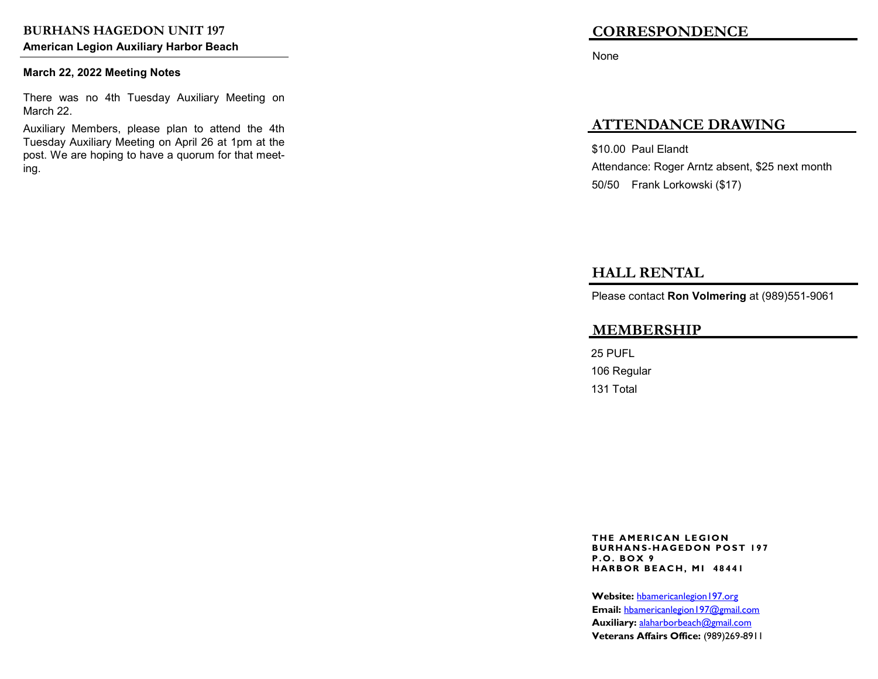## BURHANS HAGEDON UNIT 197

**American Legion Auxiliary Harbor Beach**

**March 22, 2022 Meeting Notes**

There was no 4th Tuesday Auxiliary Meeting on March 22.

Auxiliary Members, please plan to attend the 4th Tuesday Auxiliary Meeting on April 26 at 1pm at the post. We are hoping to have a quorum for that meeting.

## CORRESPONDENCE

None

## ATTENDANCE DRAWING

$10.00 Paul Elandt

Attendance: Roger Arntz absent, $25 next month

50/50 Frank Lorkowski ($17)

## HALL RENTAL

Please contact **Ron Volmering** at (989)551-9061

## MEMBERSHIP

25 PUFL

106 Regular

131 Total

**THE AMERICAN LEGION**
**BURHANS-HAGEDON POST 197**
**P.O. BOX 9**
**HARBOR BEACH, MI 48441**

**Website:** hbamericanlegion197.org
**Email:** hbamericanlegion197@gmail.com
**Auxiliary:** alaharborbeach@gmail.com
**Veterans Affairs Office:** (989)269-8911